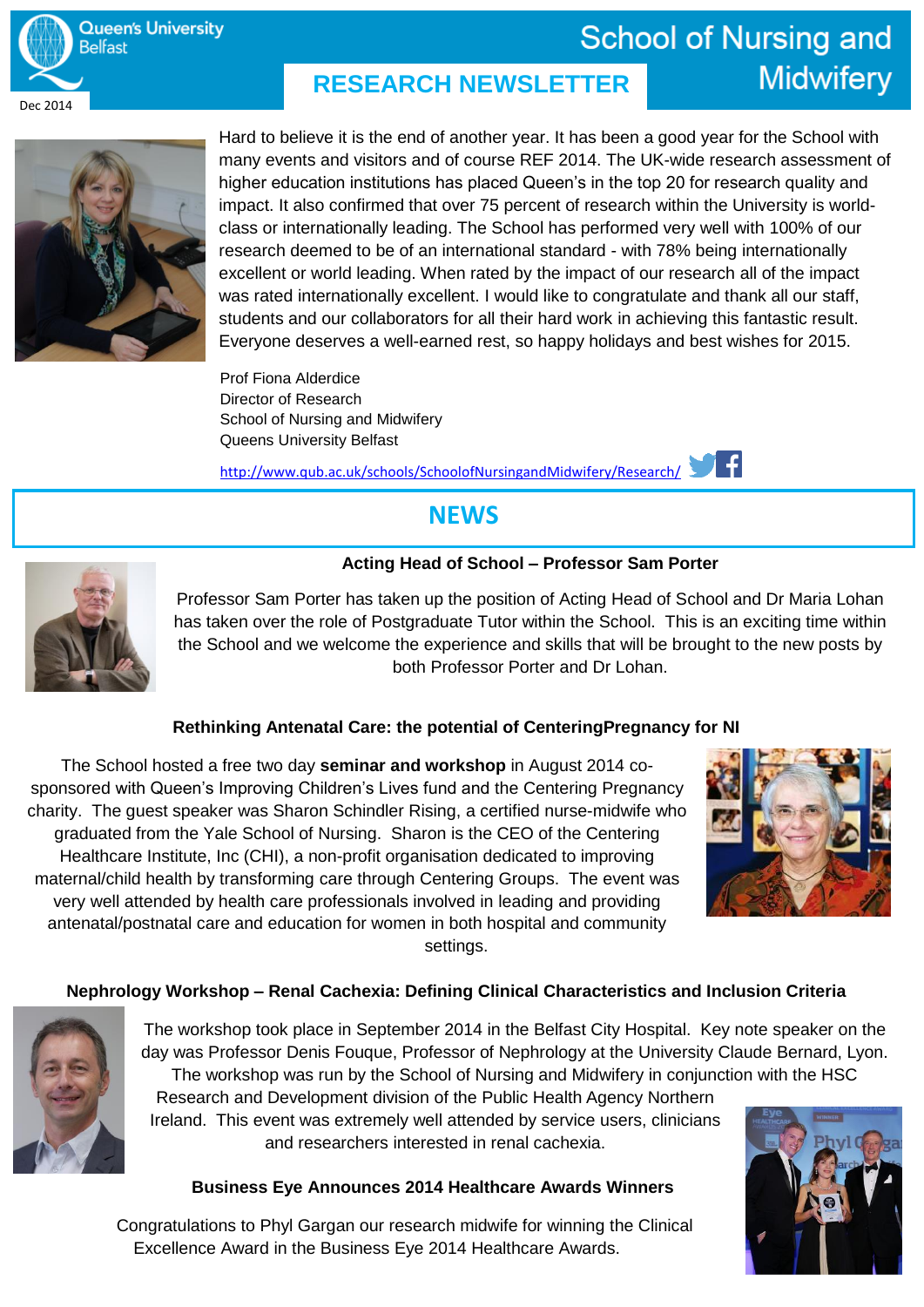Queen's University Belfast

# School of Nursing and Midwifery

## RESEARCH NEWSLETTER

Dec 2014

Hard to believe it is the end of another year. It has been a good year for the School with many events and visitors and of course REF 2014. The UK-wide research assessment of higher education institutions has placed Queen's in the top 20 for research quality and impact. It also confirmed that over 75 percent of research within the University is world-class or internationally leading. The School has performed very well with 100% of our research deemed to be of an international standard - with 78% being internationally excellent or world leading. When rated by the impact of our research all of the impact was rated internationally excellent. I would like to congratulate and thank all our staff, students and our collaborators for all their hard work in achieving this fantastic result. Everyone deserves a well-earned rest, so happy holidays and best wishes for 2015.

Prof Fiona Alderdice
Director of Research
School of Nursing and Midwifery
Queens University Belfast

http://www.qub.ac.uk/schools/SchoolofNursingandMidwifery/Research/

## NEWS

### Acting Head of School – Professor Sam Porter

Professor Sam Porter has taken up the position of Acting Head of School and Dr Maria Lohan has taken over the role of Postgraduate Tutor within the School. This is an exciting time within the School and we welcome the experience and skills that will be brought to the new posts by both Professor Porter and Dr Lohan.

### Rethinking Antenatal Care: the potential of CenteringPregnancy for NI

The School hosted a free two day **seminar and workshop** in August 2014 co-sponsored with Queen's Improving Children's Lives fund and the Centering Pregnancy charity. The guest speaker was Sharon Schindler Rising, a certified nurse-midwife who graduated from the Yale School of Nursing. Sharon is the CEO of the Centering Healthcare Institute, Inc (CHI), a non-profit organisation dedicated to improving maternal/child health by transforming care through Centering Groups. The event was very well attended by health care professionals involved in leading and providing antenatal/postnatal care and education for women in both hospital and community settings.

### Nephrology Workshop – Renal Cachexia: Defining Clinical Characteristics and Inclusion Criteria

The workshop took place in September 2014 in the Belfast City Hospital. Key note speaker on the day was Professor Denis Fouque, Professor of Nephrology at the University Claude Bernard, Lyon. The workshop was run by the School of Nursing and Midwifery in conjunction with the HSC Research and Development division of the Public Health Agency Northern Ireland. This event was extremely well attended by service users, clinicians and researchers interested in renal cachexia.

### Business Eye Announces 2014 Healthcare Awards Winners

Congratulations to Phyl Gargan our research midwife for winning the Clinical Excellence Award in the Business Eye 2014 Healthcare Awards.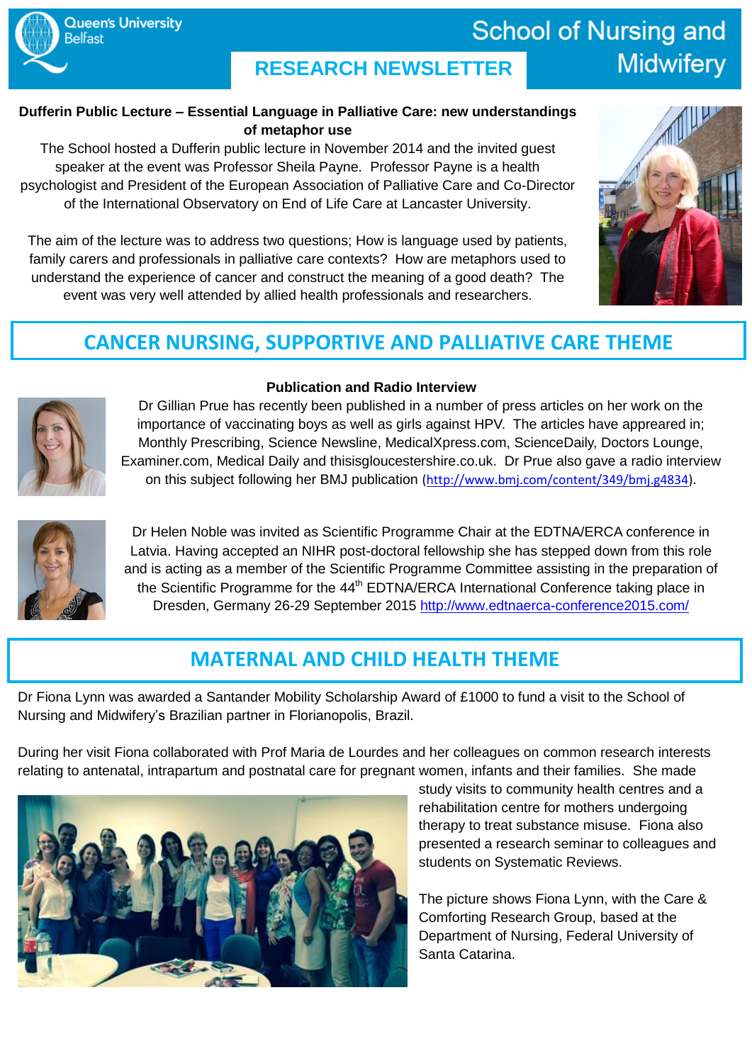# RESEARCH NEWSLETTER

**Dufferin Public Lecture – Essential Language in Palliative Care: new understandings of metaphor use**

The School hosted a Dufferin public lecture in November 2014 and the invited guest speaker at the event was Professor Sheila Payne. Professor Payne is a health psychologist and President of the European Association of Palliative Care and Co-Director of the International Observatory on End of Life Care at Lancaster University.

The aim of the lecture was to address two questions; How is language used by patients, family carers and professionals in palliative care contexts? How are metaphors used to understand the experience of cancer and construct the meaning of a good death? The event was very well attended by allied health professionals and researchers.

## CANCER NURSING, SUPPORTIVE AND PALLIATIVE CARE THEME

**Publication and Radio Interview**

Dr Gillian Prue has recently been published in a number of press articles on her work on the importance of vaccinating boys as well as girls against HPV. The articles have appeared in; Monthly Prescribing, Science Newsline, MedicalXpress.com, ScienceDaily, Doctors Lounge, Examiner.com, Medical Daily and thisisgloucestershire.co.uk. Dr Prue also gave a radio interview on this subject following her BMJ publication (http://www.bmj.com/content/349/bmj.g4834).

Dr Helen Noble was invited as Scientific Programme Chair at the EDTNA/ERCA conference in Latvia. Having accepted an NIHR post-doctoral fellowship she has stepped down from this role and is acting as a member of the Scientific Programme Committee assisting in the preparation of the Scientific Programme for the 44th EDTNA/ERCA International Conference taking place in Dresden, Germany 26-29 September 2015 http://www.edtnaerca-conference2015.com/

## MATERNAL AND CHILD HEALTH THEME

Dr Fiona Lynn was awarded a Santander Mobility Scholarship Award of £1000 to fund a visit to the School of Nursing and Midwifery's Brazilian partner in Florianopolis, Brazil.

During her visit Fiona collaborated with Prof Maria de Lourdes and her colleagues on common research interests relating to antenatal, intrapartum and postnatal care for pregnant women, infants and their families. She made study visits to community health centres and a rehabilitation centre for mothers undergoing therapy to treat substance misuse. Fiona also presented a research seminar to colleagues and students on Systematic Reviews.

The picture shows Fiona Lynn, with the Care & Comforting Research Group, based at the Department of Nursing, Federal University of Santa Catarina.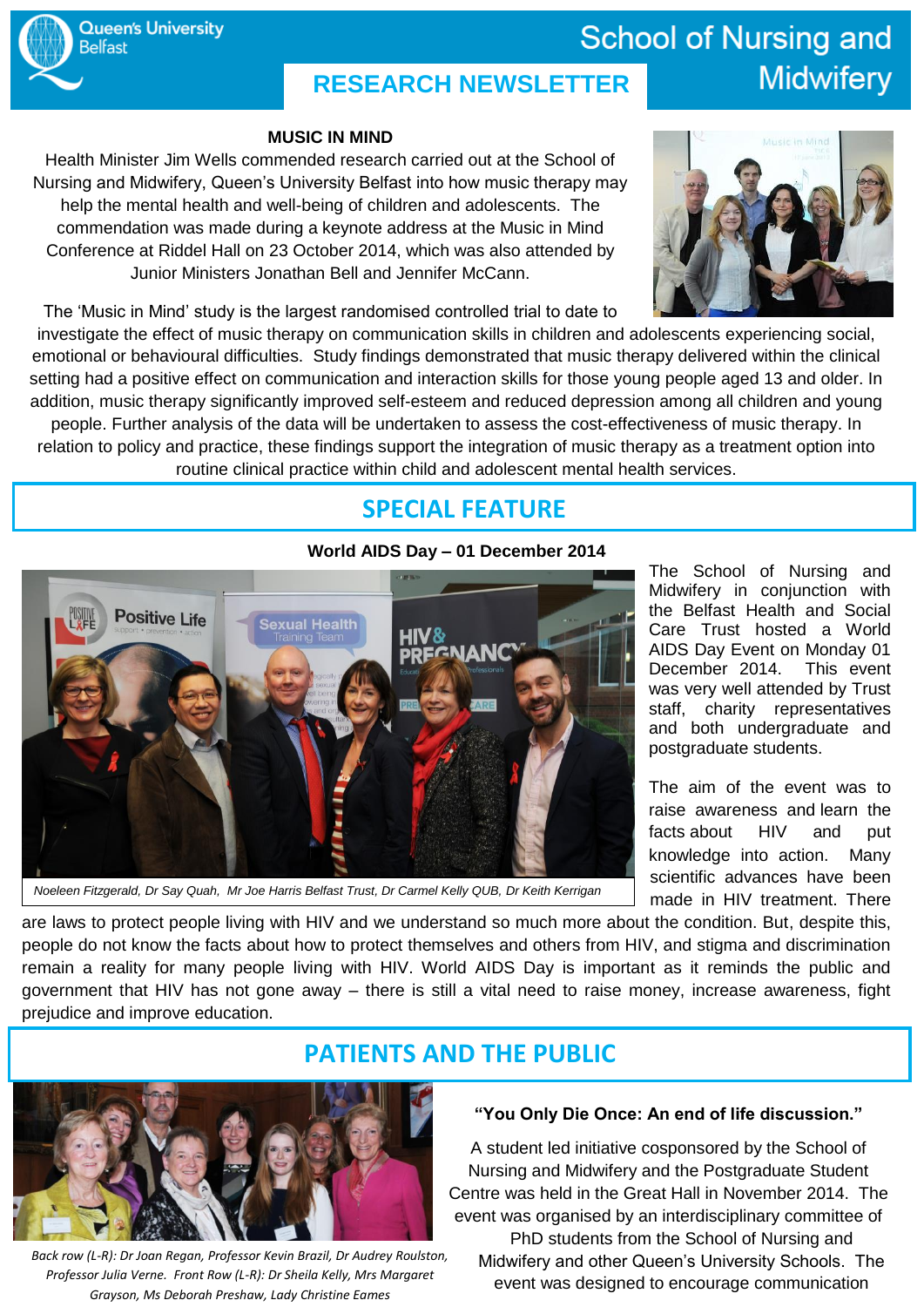## MUSIC IN MIND

Health Minister Jim Wells commended research carried out at the School of Nursing and Midwifery, Queen's University Belfast into how music therapy may help the mental health and well-being of children and adolescents. The commendation was made during a keynote address at the Music in Mind Conference at Riddel Hall on 23 October 2014, which was also attended by Junior Ministers Jonathan Bell and Jennifer McCann.

The 'Music in Mind' study is the largest randomised controlled trial to date to investigate the effect of music therapy on communication skills in children and adolescents experiencing social, emotional or behavioural difficulties. Study findings demonstrated that music therapy delivered within the clinical setting had a positive effect on communication and interaction skills for those young people aged 13 and older. In addition, music therapy significantly improved self-esteem and reduced depression among all children and young people. Further analysis of the data will be undertaken to assess the cost-effectiveness of music therapy. In relation to policy and practice, these findings support the integration of music therapy as a treatment option into routine clinical practice within child and adolescent mental health services.

# SPECIAL FEATURE

### World AIDS Day – 01 December 2014

*Noeleen Fitzgerald, Dr Say Quah, Mr Joe Harris Belfast Trust, Dr Carmel Kelly QUB, Dr Keith Kerrigan*

The School of Nursing and Midwifery in conjunction with the Belfast Health and Social Care Trust hosted a World AIDS Day Event on Monday 01 December 2014. This event was very well attended by Trust staff, charity representatives and both undergraduate and postgraduate students.

The aim of the event was to raise awareness and learn the facts about HIV and put knowledge into action. Many scientific advances have been made in HIV treatment. There are laws to protect people living with HIV and we understand so much more about the condition. But, despite this, people do not know the facts about how to protect themselves and others from HIV, and stigma and discrimination remain a reality for many people living with HIV. World AIDS Day is important as it reminds the public and government that HIV has not gone away – there is still a vital need to raise money, increase awareness, fight prejudice and improve education.

# PATIENTS AND THE PUBLIC

*Back row (L-R): Dr Joan Regan, Professor Kevin Brazil, Dr Audrey Roulston, Professor Julia Verne. Front Row (L-R): Dr Sheila Kelly, Mrs Margaret Grayson, Ms Deborah Preshaw, Lady Christine Eames*

### "You Only Die Once: An end of life discussion."

A student led initiative cosponsored by the School of Nursing and Midwifery and the Postgraduate Student Centre was held in the Great Hall in November 2014. The event was organised by an interdisciplinary committee of PhD students from the School of Nursing and Midwifery and other Queen's University Schools. The event was designed to encourage communication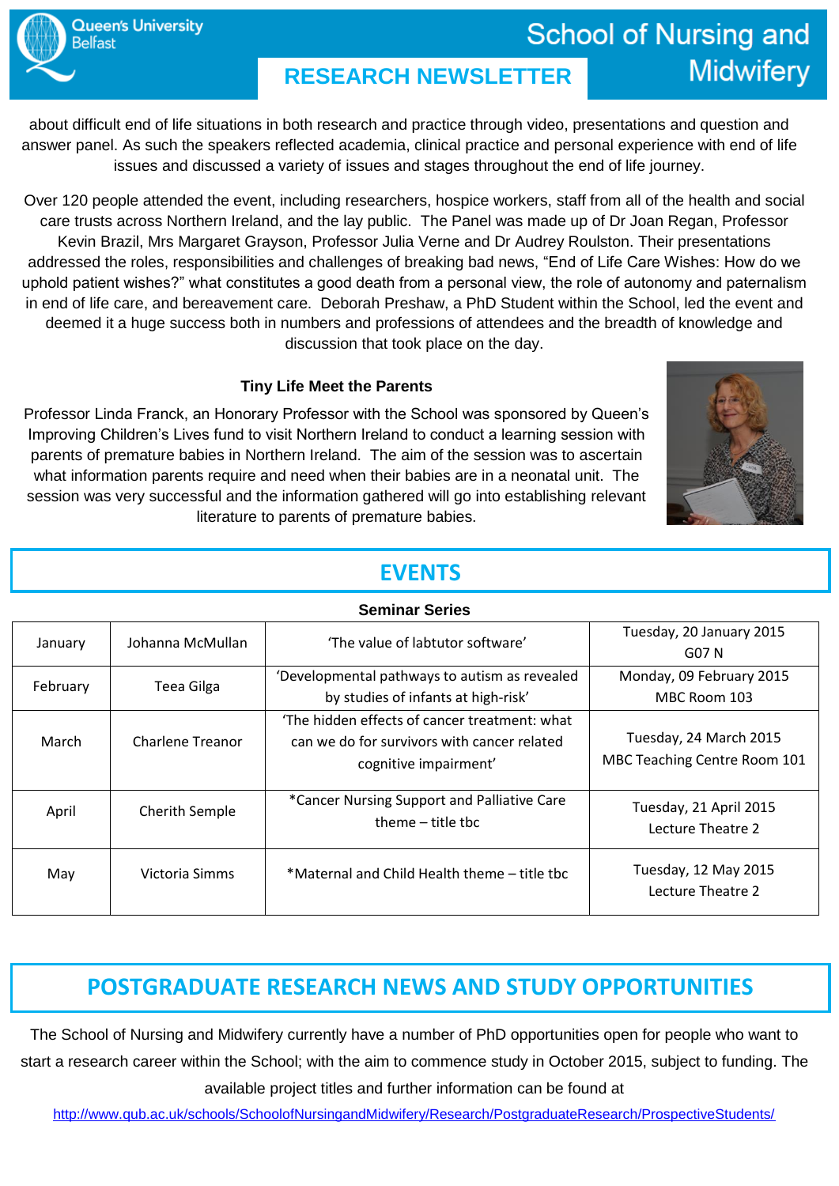about difficult end of life situations in both research and practice through video, presentations and question and answer panel. As such the speakers reflected academia, clinical practice and personal experience with end of life issues and discussed a variety of issues and stages throughout the end of life journey.

Over 120 people attended the event, including researchers, hospice workers, staff from all of the health and social care trusts across Northern Ireland, and the lay public. The Panel was made up of Dr Joan Regan, Professor Kevin Brazil, Mrs Margaret Grayson, Professor Julia Verne and Dr Audrey Roulston. Their presentations addressed the roles, responsibilities and challenges of breaking bad news, “End of Life Care Wishes: How do we uphold patient wishes?” what constitutes a good death from a personal view, the role of autonomy and paternalism in end of life care, and bereavement care. Deborah Preshaw, a PhD Student within the School, led the event and deemed it a huge success both in numbers and professions of attendees and the breadth of knowledge and discussion that took place on the day.

### Tiny Life Meet the Parents

Professor Linda Franck, an Honorary Professor with the School was sponsored by Queen’s Improving Children’s Lives fund to visit Northern Ireland to conduct a learning session with parents of premature babies in Northern Ireland. The aim of the session was to ascertain what information parents require and need when their babies are in a neonatal unit. The session was very successful and the information gathered will go into establishing relevant literature to parents of premature babies.

## EVENTS

### Seminar Series

| Month | Speaker | Title | Date / Location |
|---|---|---|---|
| January | Johanna McMullan | ‘The value of labtutor software’ | Tuesday, 20 January 2015 G07 N |
| February | Teea Gilga | ‘Developmental pathways to autism as revealed by studies of infants at high-risk’ | Monday, 09 February 2015 MBC Room 103 |
| March | Charlene Treanor | ‘The hidden effects of cancer treatment: what can we do for survivors with cancer related cognitive impairment’ | Tuesday, 24 March 2015 MBC Teaching Centre Room 101 |
| April | Cherith Semple | *Cancer Nursing Support and Palliative Care theme – title tbc | Tuesday, 21 April 2015 Lecture Theatre 2 |
| May | Victoria Simms | *Maternal and Child Health theme – title tbc | Tuesday, 12 May 2015 Lecture Theatre 2 |

## POSTGRADUATE RESEARCH NEWS AND STUDY OPPORTUNITIES

The School of Nursing and Midwifery currently have a number of PhD opportunities open for people who want to start a research career within the School; with the aim to commence study in October 2015, subject to funding. The available project titles and further information can be found at

http://www.qub.ac.uk/schools/SchoolofNursingandMidwifery/Research/PostgraduateResearch/ProspectiveStudents/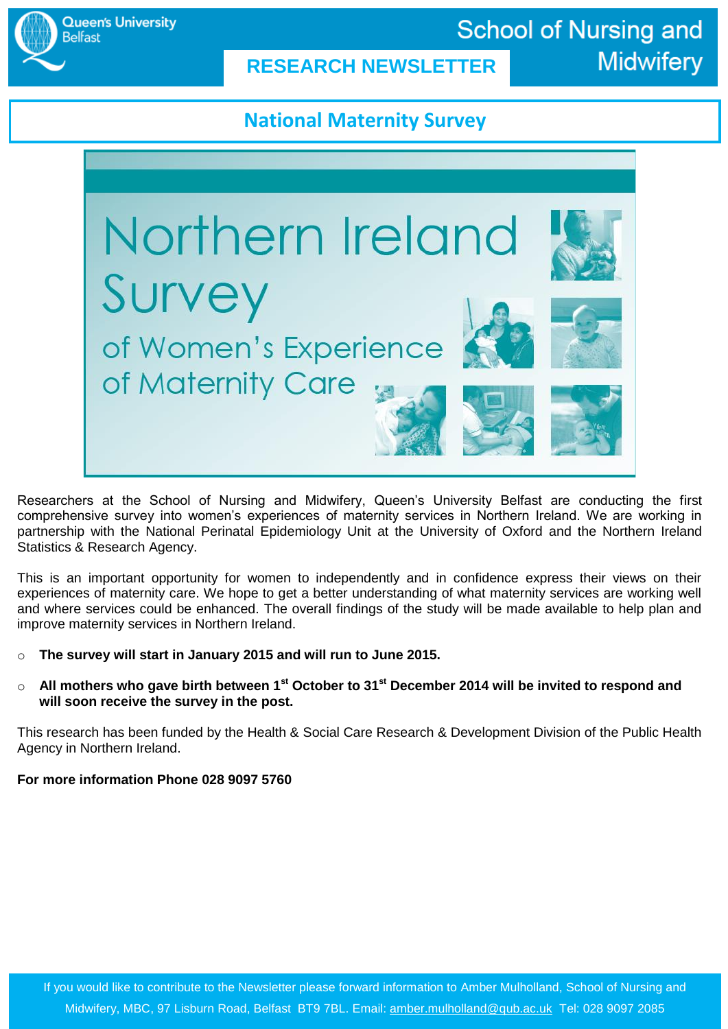## National Maternity Survey

Northern Ireland Survey of Women's Experience of Maternity Care

Researchers at the School of Nursing and Midwifery, Queen's University Belfast are conducting the first comprehensive survey into women's experiences of maternity services in Northern Ireland. We are working in partnership with the National Perinatal Epidemiology Unit at the University of Oxford and the Northern Ireland Statistics & Research Agency.

This is an important opportunity for women to independently and in confidence express their views on their experiences of maternity care. We hope to get a better understanding of what maternity services are working well and where services could be enhanced. The overall findings of the study will be made available to help plan and improve maternity services in Northern Ireland.

- **The survey will start in January 2015 and will run to June 2015.**
- **All mothers who gave birth between 1st October to 31st December 2014 will be invited to respond and will soon receive the survey in the post.**

This research has been funded by the Health & Social Care Research & Development Division of the Public Health Agency in Northern Ireland.

**For more information Phone 028 9097 5760**

If you would like to contribute to the Newsletter please forward information to Amber Mulholland, School of Nursing and Midwifery, MBC, 97 Lisburn Road, Belfast BT9 7BL. Email: amber.mulholland@qub.ac.uk Tel: 028 9097 2085